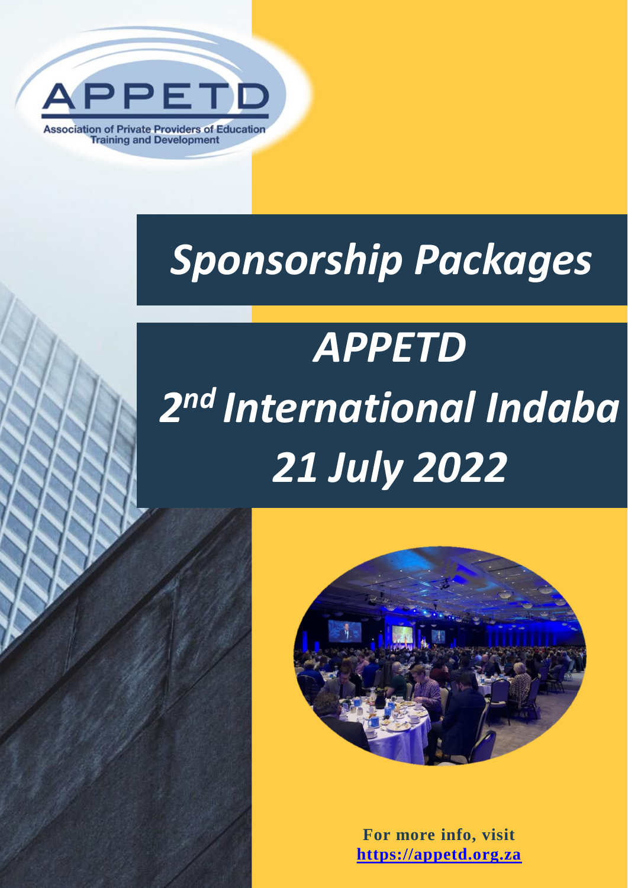APPETD

Association of Private Providers of Education Training and Development

# *Sponsorship Packages*

# *APPETD 2nd International Indaba 21 July 2022*

**For more info, visit [https://appetd.org.za](https://appetd.org.za)**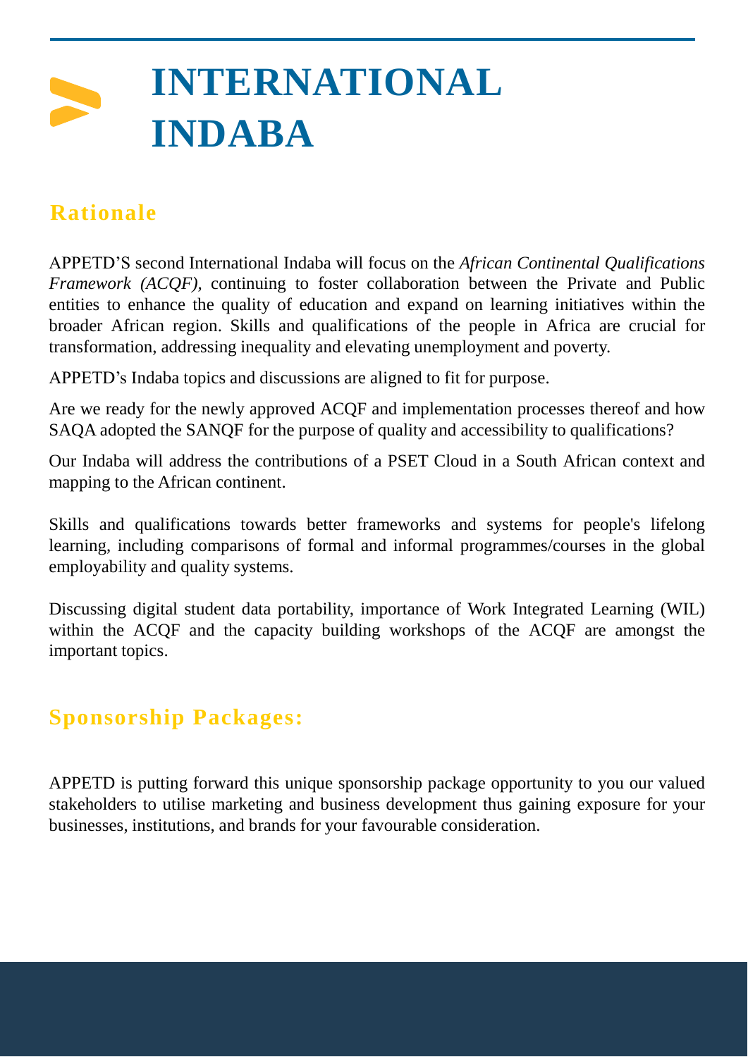# INTERNATIONAL INDABA

## Rationale

APPETD'S second International Indaba will focus on the *African Continental Qualifications Framework (ACQF)*, continuing to foster collaboration between the Private and Public entities to enhance the quality of education and expand on learning initiatives within the broader African region. Skills and qualifications of the people in Africa are crucial for transformation, addressing inequality and elevating unemployment and poverty.

APPETD's Indaba topics and discussions are aligned to fit for purpose.

Are we ready for the newly approved ACQF and implementation processes thereof and how SAQA adopted the SANQF for the purpose of quality and accessibility to qualifications?

Our Indaba will address the contributions of a PSET Cloud in a South African context and mapping to the African continent.

Skills and qualifications towards better frameworks and systems for people's lifelong learning, including comparisons of formal and informal programmes/courses in the global employability and quality systems.

Discussing digital student data portability, importance of Work Integrated Learning (WIL) within the ACQF and the capacity building workshops of the ACQF are amongst the important topics.

## Sponsorship Packages:

APPETD is putting forward this unique sponsorship package opportunity to you our valued stakeholders to utilise marketing and business development thus gaining exposure for your businesses, institutions, and brands for your favourable consideration.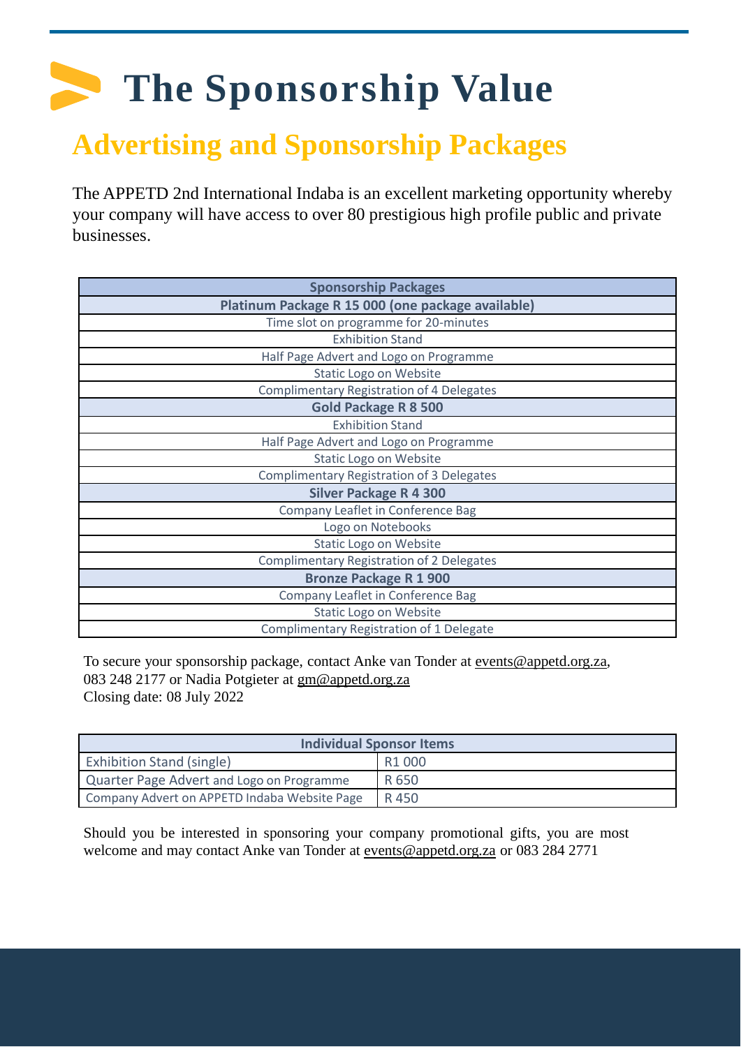# The Sponsorship Value

## Advertising and Sponsorship Packages

The APPETD 2nd International Indaba is an excellent marketing opportunity whereby your company will have access to over 80 prestigious high profile public and private businesses.

| Sponsorship Packages |
|---|
| **Platinum Package R 15 000 (one package available)** |
| Time slot on programme for 20-minutes |
| Exhibition Stand |
| Half Page Advert and Logo on Programme |
| Static Logo on Website |
| Complimentary Registration of 4 Delegates |
| **Gold Package R 8 500** |
| Exhibition Stand |
| Half Page Advert and Logo on Programme |
| Static Logo on Website |
| Complimentary Registration of 3 Delegates |
| **Silver Package R 4 300** |
| Company Leaflet in Conference Bag |
| Logo on Notebooks |
| Static Logo on Website |
| Complimentary Registration of 2 Delegates |
| **Bronze Package R 1 900** |
| Company Leaflet in Conference Bag |
| Static Logo on Website |
| Complimentary Registration of 1 Delegate |

To secure your sponsorship package, contact Anke van Tonder at events@appetd.org.za, 083 248 2177 or Nadia Potgieter at gm@appetd.org.za
Closing date: 08 July 2022

| Individual Sponsor Items | |
|---|---|
| Exhibition Stand (single) | R1 000 |
| Quarter Page Advert and Logo on Programme | R 650 |
| Company Advert on APPETD Indaba Website Page | R 450 |

Should you be interested in sponsoring your company promotional gifts, you are most welcome and may contact Anke van Tonder at events@appetd.org.za or 083 284 2771